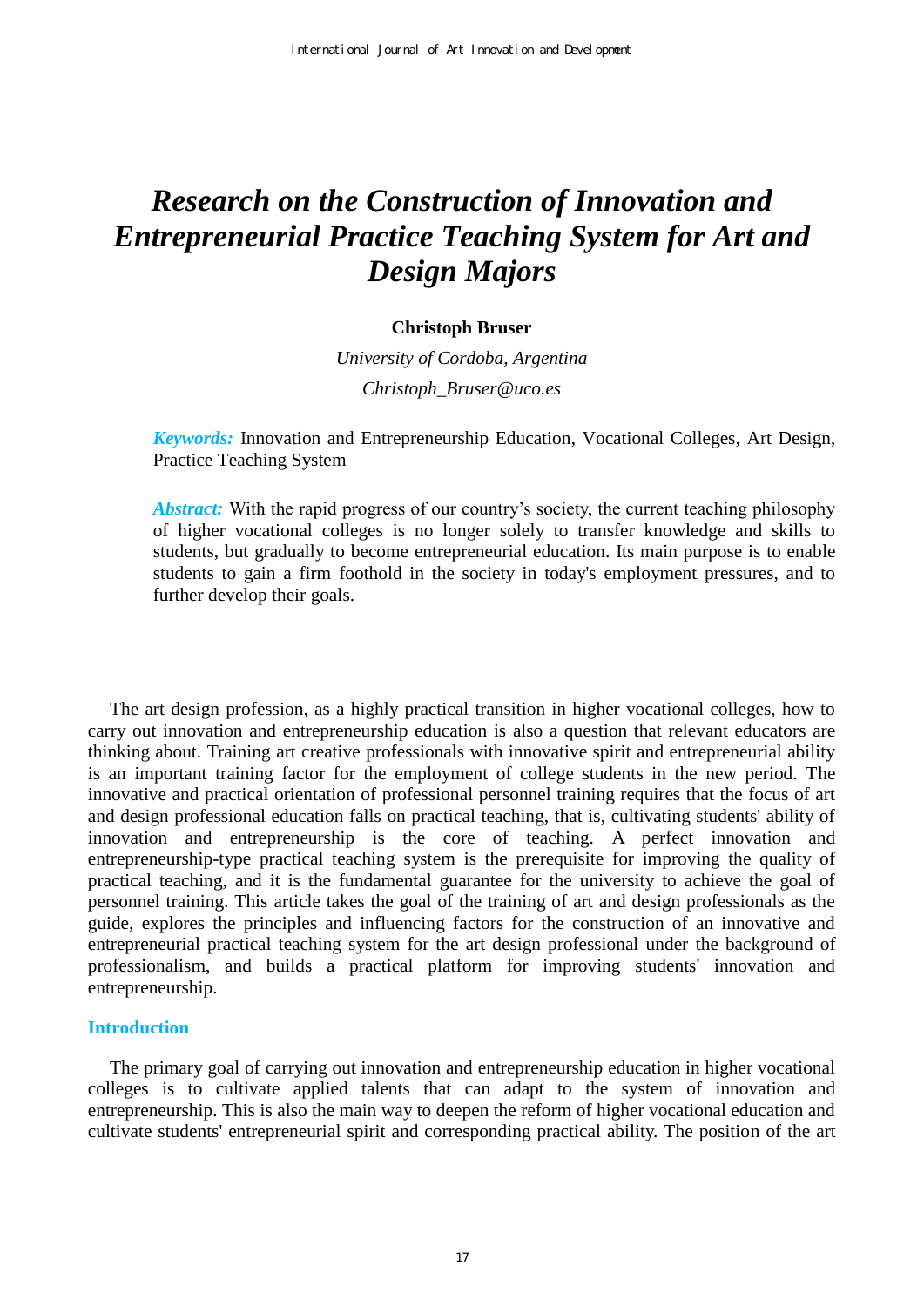# Research on the Construction of Innovation and Entrepreneurial Practice Teaching System for Art and Design Majors

**Christoph Bruser**

*University of Cordoba, Argentina*

*Christoph_Bruser@uco.es*

***Keywords:*** Innovation and Entrepreneurship Education, Vocational Colleges, Art Design, Practice Teaching System

***Abstract:*** With the rapid progress of our country's society, the current teaching philosophy of higher vocational colleges is no longer solely to transfer knowledge and skills to students, but gradually to become entrepreneurial education. Its main purpose is to enable students to gain a firm foothold in the society in today's employment pressures, and to further develop their goals.

The art design profession, as a highly practical transition in higher vocational colleges, how to carry out innovation and entrepreneurship education is also a question that relevant educators are thinking about. Training art creative professionals with innovative spirit and entrepreneurial ability is an important training factor for the employment of college students in the new period. The innovative and practical orientation of professional personnel training requires that the focus of art and design professional education falls on practical teaching, that is, cultivating students' ability of innovation and entrepreneurship is the core of teaching. A perfect innovation and entrepreneurship-type practical teaching system is the prerequisite for improving the quality of practical teaching, and it is the fundamental guarantee for the university to achieve the goal of personnel training. This article takes the goal of the training of art and design professionals as the guide, explores the principles and influencing factors for the construction of an innovative and entrepreneurial practical teaching system for the art design professional under the background of professionalism, and builds a practical platform for improving students' innovation and entrepreneurship.

## Introduction

The primary goal of carrying out innovation and entrepreneurship education in higher vocational colleges is to cultivate applied talents that can adapt to the system of innovation and entrepreneurship. This is also the main way to deepen the reform of higher vocational education and cultivate students' entrepreneurial spirit and corresponding practical ability. The position of the art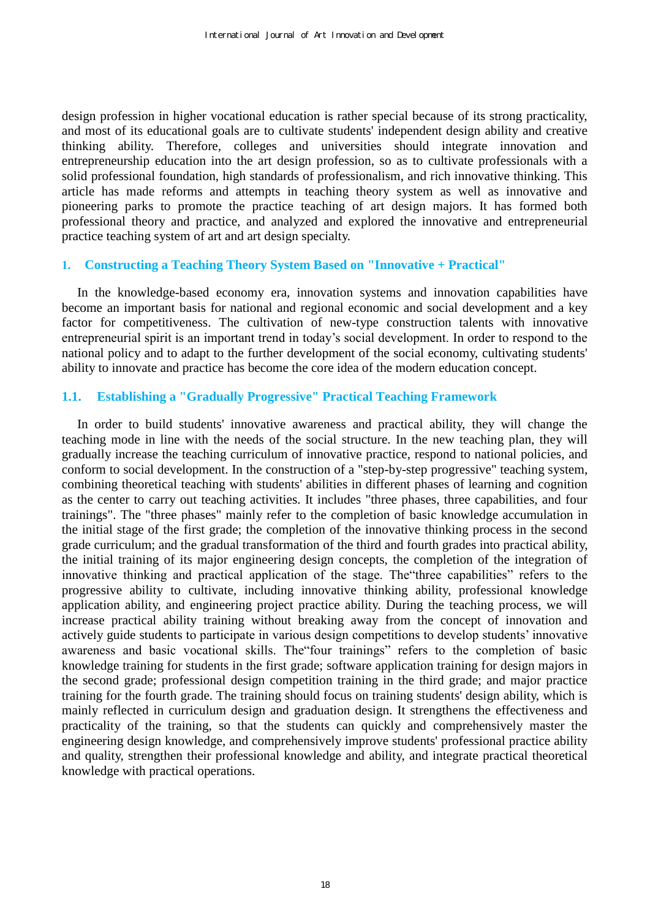design profession in higher vocational education is rather special because of its strong practicality, and most of its educational goals are to cultivate students' independent design ability and creative thinking ability. Therefore, colleges and universities should integrate innovation and entrepreneurship education into the art design profession, so as to cultivate professionals with a solid professional foundation, high standards of professionalism, and rich innovative thinking. This article has made reforms and attempts in teaching theory system as well as innovative and pioneering parks to promote the practice teaching of art design majors. It has formed both professional theory and practice, and analyzed and explored the innovative and entrepreneurial practice teaching system of art and art design specialty.

## 1. Constructing a Teaching Theory System Based on "Innovative + Practical"

In the knowledge-based economy era, innovation systems and innovation capabilities have become an important basis for national and regional economic and social development and a key factor for competitiveness. The cultivation of new-type construction talents with innovative entrepreneurial spirit is an important trend in today's social development. In order to respond to the national policy and to adapt to the further development of the social economy, cultivating students' ability to innovate and practice has become the core idea of the modern education concept.

### 1.1. Establishing a "Gradually Progressive" Practical Teaching Framework

In order to build students' innovative awareness and practical ability, they will change the teaching mode in line with the needs of the social structure. In the new teaching plan, they will gradually increase the teaching curriculum of innovative practice, respond to national policies, and conform to social development. In the construction of a "step-by-step progressive" teaching system, combining theoretical teaching with students' abilities in different phases of learning and cognition as the center to carry out teaching activities. It includes "three phases, three capabilities, and four trainings". The "three phases" mainly refer to the completion of basic knowledge accumulation in the initial stage of the first grade; the completion of the innovative thinking process in the second grade curriculum; and the gradual transformation of the third and fourth grades into practical ability, the initial training of its major engineering design concepts, the completion of the integration of innovative thinking and practical application of the stage. The"three capabilities" refers to the progressive ability to cultivate, including innovative thinking ability, professional knowledge application ability, and engineering project practice ability. During the teaching process, we will increase practical ability training without breaking away from the concept of innovation and actively guide students to participate in various design competitions to develop students' innovative awareness and basic vocational skills. The"four trainings" refers to the completion of basic knowledge training for students in the first grade; software application training for design majors in the second grade; professional design competition training in the third grade; and major practice training for the fourth grade. The training should focus on training students' design ability, which is mainly reflected in curriculum design and graduation design. It strengthens the effectiveness and practicality of the training, so that the students can quickly and comprehensively master the engineering design knowledge, and comprehensively improve students' professional practice ability and quality, strengthen their professional knowledge and ability, and integrate practical theoretical knowledge with practical operations.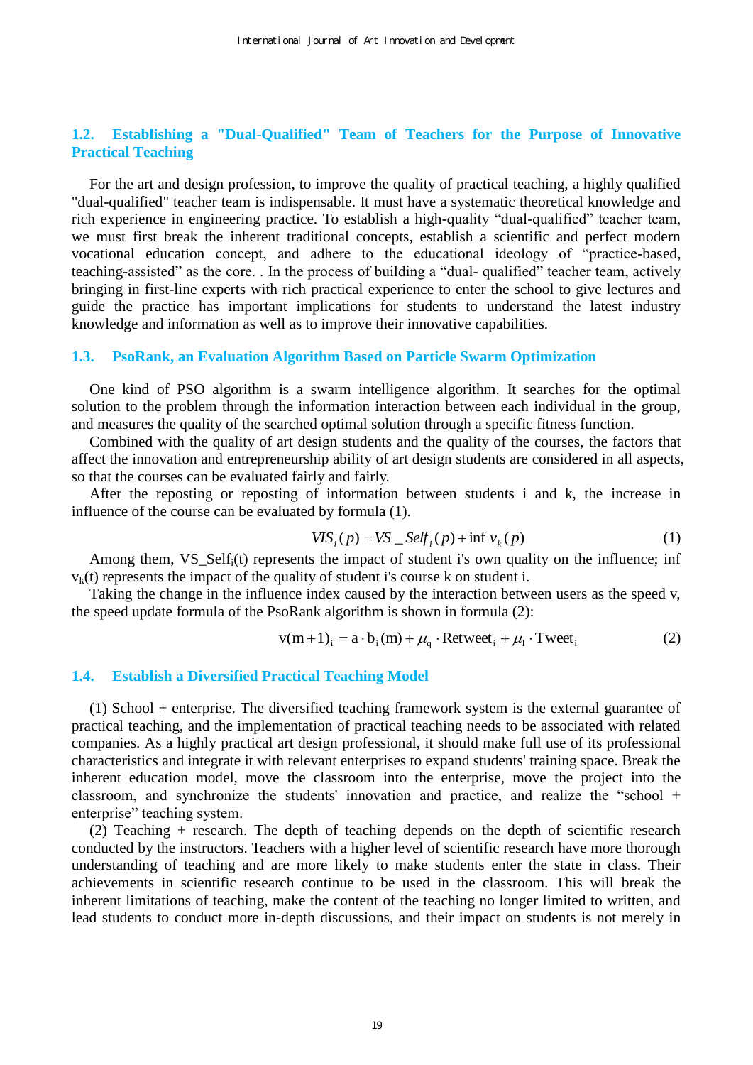### 1.2. Establishing a "Dual-Qualified" Team of Teachers for the Purpose of Innovative Practical Teaching

For the art and design profession, to improve the quality of practical teaching, a highly qualified "dual-qualified" teacher team is indispensable. It must have a systematic theoretical knowledge and rich experience in engineering practice. To establish a high-quality “dual-qualified” teacher team, we must first break the inherent traditional concepts, establish a scientific and perfect modern vocational education concept, and adhere to the educational ideology of “practice-based, teaching-assisted” as the core. . In the process of building a “dual- qualified” teacher team, actively bringing in first-line experts with rich practical experience to enter the school to give lectures and guide the practice has important implications for students to understand the latest industry knowledge and information as well as to improve their innovative capabilities.

### 1.3. PsoRank, an Evaluation Algorithm Based on Particle Swarm Optimization

One kind of PSO algorithm is a swarm intelligence algorithm. It searches for the optimal solution to the problem through the information interaction between each individual in the group, and measures the quality of the searched optimal solution through a specific fitness function.

Combined with the quality of art design students and the quality of the courses, the factors that affect the innovation and entrepreneurship ability of art design students are considered in all aspects, so that the courses can be evaluated fairly and fairly.

After the reposting or reposting of information between students i and k, the increase in influence of the course can be evaluated by formula (1).

$$VIS_i(p) = VS\_Self_i(p) + \inf v_k(p) \tag{1}$$

Among them, $VS\_Self_i(t)$ represents the impact of student i's own quality on the influence; $\inf v_k(t)$ represents the impact of the quality of student i's course k on student i.

Taking the change in the influence index caused by the interaction between users as the speed v, the speed update formula of the PsoRank algorithm is shown in formula (2):

$$v(m+1)_i = a \cdot b_i(m) + \mu_q \cdot Retweet_i + \mu_l \cdot Tweet_i \tag{2}$$

### 1.4. Establish a Diversified Practical Teaching Model

(1) School + enterprise. The diversified teaching framework system is the external guarantee of practical teaching, and the implementation of practical teaching needs to be associated with related companies. As a highly practical art design professional, it should make full use of its professional characteristics and integrate it with relevant enterprises to expand students' training space. Break the inherent education model, move the classroom into the enterprise, move the project into the classroom, and synchronize the students' innovation and practice, and realize the “school + enterprise” teaching system.

(2) Teaching + research. The depth of teaching depends on the depth of scientific research conducted by the instructors. Teachers with a higher level of scientific research have more thorough understanding of teaching and are more likely to make students enter the state in class. Their achievements in scientific research continue to be used in the classroom. This will break the inherent limitations of teaching, make the content of the teaching no longer limited to written, and lead students to conduct more in-depth discussions, and their impact on students is not merely in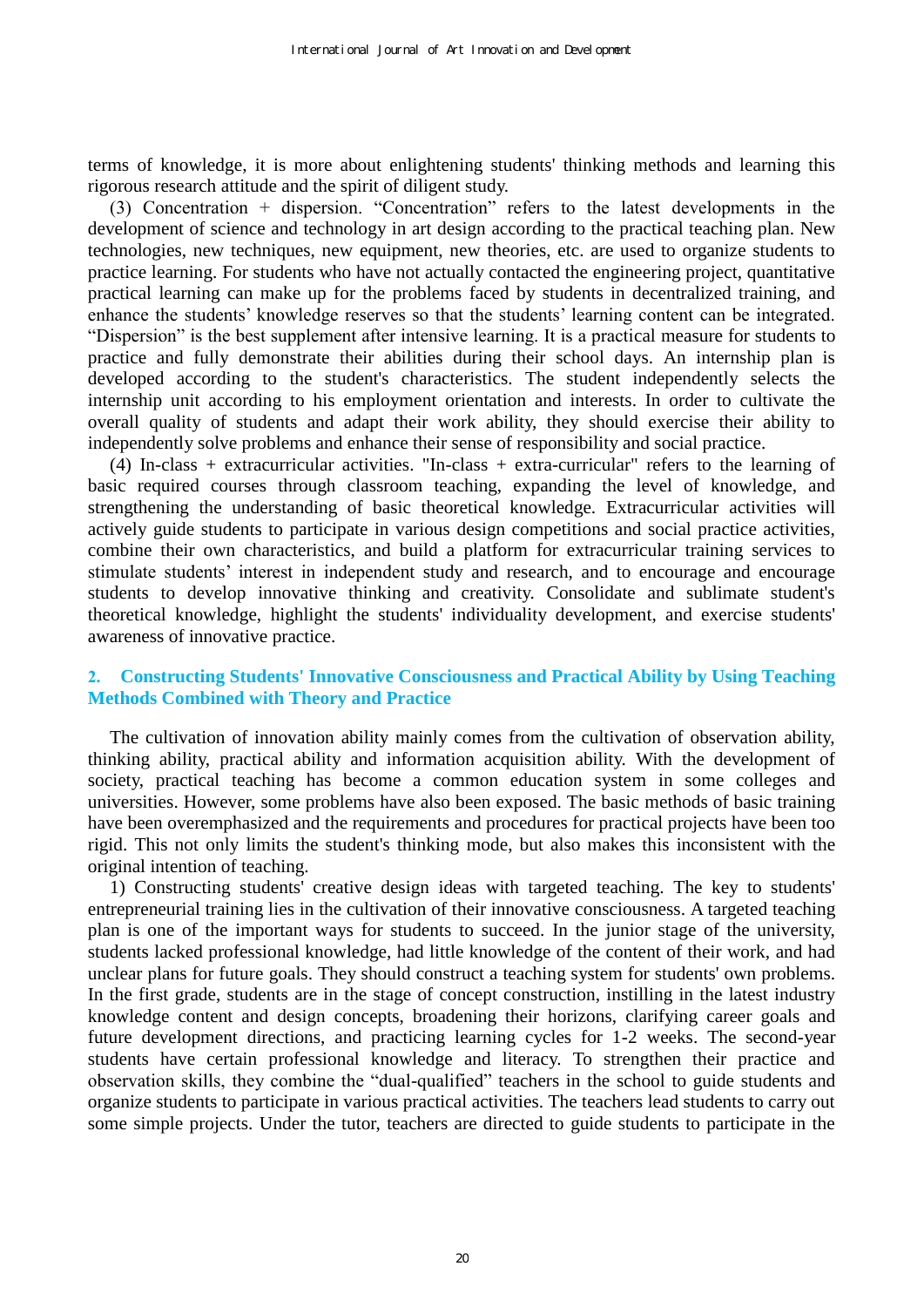terms of knowledge, it is more about enlightening students' thinking methods and learning this rigorous research attitude and the spirit of diligent study.

(3) Concentration + dispersion. “Concentration” refers to the latest developments in the development of science and technology in art design according to the practical teaching plan. New technologies, new techniques, new equipment, new theories, etc. are used to organize students to practice learning. For students who have not actually contacted the engineering project, quantitative practical learning can make up for the problems faced by students in decentralized training, and enhance the students’ knowledge reserves so that the students’ learning content can be integrated. “Dispersion” is the best supplement after intensive learning. It is a practical measure for students to practice and fully demonstrate their abilities during their school days. An internship plan is developed according to the student's characteristics. The student independently selects the internship unit according to his employment orientation and interests. In order to cultivate the overall quality of students and adapt their work ability, they should exercise their ability to independently solve problems and enhance their sense of responsibility and social practice.

(4) In-class + extracurricular activities. "In-class + extra-curricular" refers to the learning of basic required courses through classroom teaching, expanding the level of knowledge, and strengthening the understanding of basic theoretical knowledge. Extracurricular activities will actively guide students to participate in various design competitions and social practice activities, combine their own characteristics, and build a platform for extracurricular training services to stimulate students’ interest in independent study and research, and to encourage and encourage students to develop innovative thinking and creativity. Consolidate and sublimate student's theoretical knowledge, highlight the students' individuality development, and exercise students' awareness of innovative practice.

## 2. Constructing Students' Innovative Consciousness and Practical Ability by Using Teaching Methods Combined with Theory and Practice

The cultivation of innovation ability mainly comes from the cultivation of observation ability, thinking ability, practical ability and information acquisition ability. With the development of society, practical teaching has become a common education system in some colleges and universities. However, some problems have also been exposed. The basic methods of basic training have been overemphasized and the requirements and procedures for practical projects have been too rigid. This not only limits the student's thinking mode, but also makes this inconsistent with the original intention of teaching.

1) Constructing students' creative design ideas with targeted teaching. The key to students' entrepreneurial training lies in the cultivation of their innovative consciousness. A targeted teaching plan is one of the important ways for students to succeed. In the junior stage of the university, students lacked professional knowledge, had little knowledge of the content of their work, and had unclear plans for future goals. They should construct a teaching system for students' own problems. In the first grade, students are in the stage of concept construction, instilling in the latest industry knowledge content and design concepts, broadening their horizons, clarifying career goals and future development directions, and practicing learning cycles for 1-2 weeks. The second-year students have certain professional knowledge and literacy. To strengthen their practice and observation skills, they combine the “dual-qualified” teachers in the school to guide students and organize students to participate in various practical activities. The teachers lead students to carry out some simple projects. Under the tutor, teachers are directed to guide students to participate in the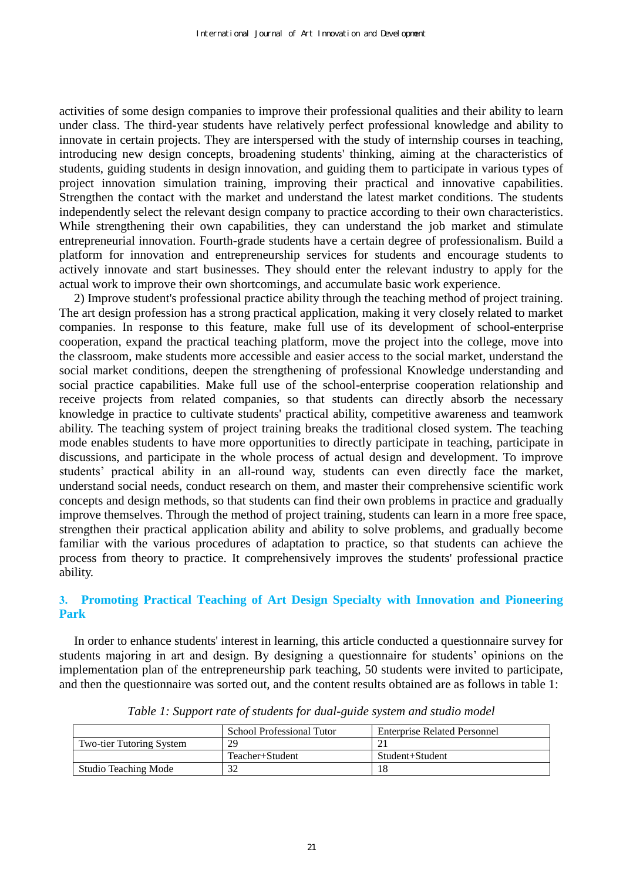activities of some design companies to improve their professional qualities and their ability to learn under class. The third-year students have relatively perfect professional knowledge and ability to innovate in certain projects. They are interspersed with the study of internship courses in teaching, introducing new design concepts, broadening students' thinking, aiming at the characteristics of students, guiding students in design innovation, and guiding them to participate in various types of project innovation simulation training, improving their practical and innovative capabilities. Strengthen the contact with the market and understand the latest market conditions. The students independently select the relevant design company to practice according to their own characteristics. While strengthening their own capabilities, they can understand the job market and stimulate entrepreneurial innovation. Fourth-grade students have a certain degree of professionalism. Build a platform for innovation and entrepreneurship services for students and encourage students to actively innovate and start businesses. They should enter the relevant industry to apply for the actual work to improve their own shortcomings, and accumulate basic work experience.

2) Improve student's professional practice ability through the teaching method of project training. The art design profession has a strong practical application, making it very closely related to market companies. In response to this feature, make full use of its development of school-enterprise cooperation, expand the practical teaching platform, move the project into the college, move into the classroom, make students more accessible and easier access to the social market, understand the social market conditions, deepen the strengthening of professional Knowledge understanding and social practice capabilities. Make full use of the school-enterprise cooperation relationship and receive projects from related companies, so that students can directly absorb the necessary knowledge in practice to cultivate students' practical ability, competitive awareness and teamwork ability. The teaching system of project training breaks the traditional closed system. The teaching mode enables students to have more opportunities to directly participate in teaching, participate in discussions, and participate in the whole process of actual design and development. To improve students' practical ability in an all-round way, students can even directly face the market, understand social needs, conduct research on them, and master their comprehensive scientific work concepts and design methods, so that students can find their own problems in practice and gradually improve themselves. Through the method of project training, students can learn in a more free space, strengthen their practical application ability and ability to solve problems, and gradually become familiar with the various procedures of adaptation to practice, so that students can achieve the process from theory to practice. It comprehensively improves the students' professional practice ability.

## 3. Promoting Practical Teaching of Art Design Specialty with Innovation and Pioneering Park

In order to enhance students' interest in learning, this article conducted a questionnaire survey for students majoring in art and design. By designing a questionnaire for students' opinions on the implementation plan of the entrepreneurship park teaching, 50 students were invited to participate, and then the questionnaire was sorted out, and the content results obtained are as follows in table 1:

*Table 1: Support rate of students for dual-guide system and studio model*

| | School Professional Tutor | Enterprise Related Personnel |
|---|---|---|
| Two-tier Tutoring System | 29 | 21 |
| | Teacher+Student | Student+Student |
| Studio Teaching Mode | 32 | 18 |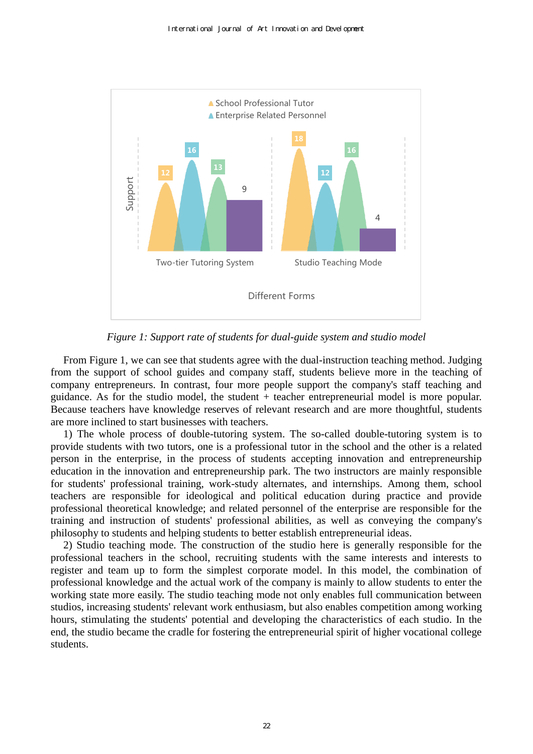*Figure 1: Support rate of students for dual-guide system and studio model*

From Figure 1, we can see that students agree with the dual-instruction teaching method. Judging from the support of school guides and company staff, students believe more in the teaching of company entrepreneurs. In contrast, four more people support the company's staff teaching and guidance. As for the studio model, the student + teacher entrepreneurial model is more popular. Because teachers have knowledge reserves of relevant research and are more thoughtful, students are more inclined to start businesses with teachers.

1) The whole process of double-tutoring system. The so-called double-tutoring system is to provide students with two tutors, one is a professional tutor in the school and the other is a related person in the enterprise, in the process of students accepting innovation and entrepreneurship education in the innovation and entrepreneurship park. The two instructors are mainly responsible for students' professional training, work-study alternates, and internships. Among them, school teachers are responsible for ideological and political education during practice and provide professional theoretical knowledge; and related personnel of the enterprise are responsible for the training and instruction of students' professional abilities, as well as conveying the company's philosophy to students and helping students to better establish entrepreneurial ideas.

2) Studio teaching mode. The construction of the studio here is generally responsible for the professional teachers in the school, recruiting students with the same interests and interests to register and team up to form the simplest corporate model. In this model, the combination of professional knowledge and the actual work of the company is mainly to allow students to enter the working state more easily. The studio teaching mode not only enables full communication between studios, increasing students' relevant work enthusiasm, but also enables competition among working hours, stimulating the students' potential and developing the characteristics of each studio. In the end, the studio became the cradle for fostering the entrepreneurial spirit of higher vocational college students.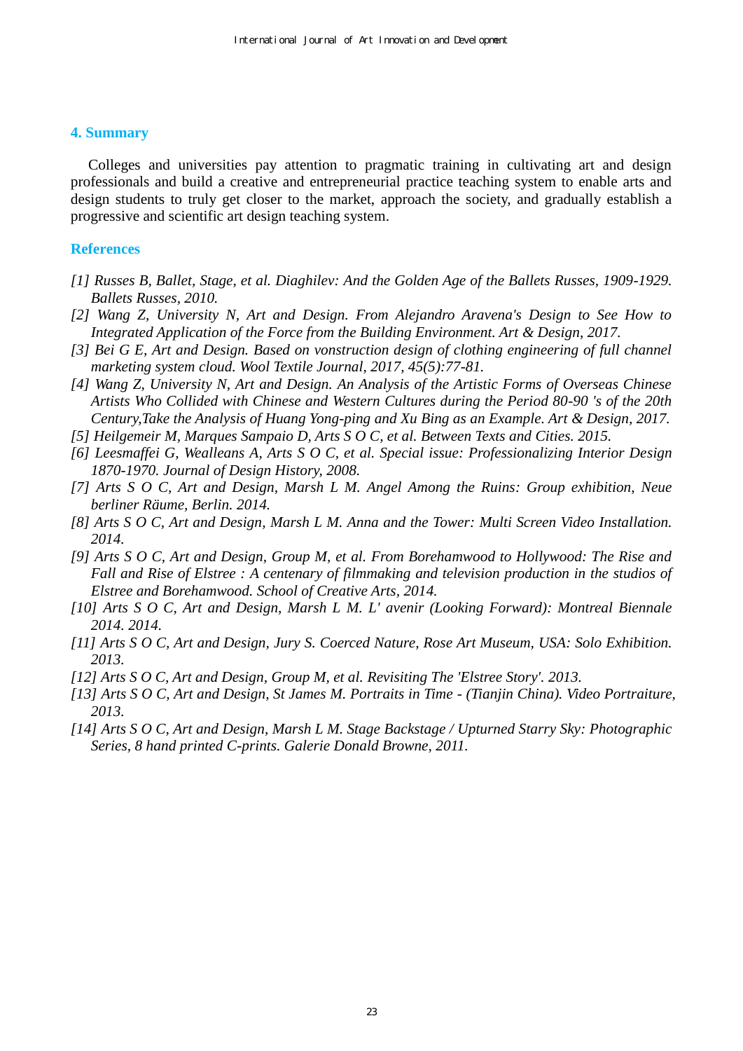## 4. Summary

Colleges and universities pay attention to pragmatic training in cultivating art and design professionals and build a creative and entrepreneurial practice teaching system to enable arts and design students to truly get closer to the market, approach the society, and gradually establish a progressive and scientific art design teaching system.

## References

*[1] Russes B, Ballet, Stage, et al. Diaghilev: And the Golden Age of the Ballets Russes, 1909-1929. Ballets Russes, 2010.*

*[2] Wang Z, University N, Art and Design. From Alejandro Aravena's Design to See How to Integrated Application of the Force from the Building Environment. Art & Design, 2017.*

*[3] Bei G E, Art and Design. Based on vonstruction design of clothing engineering of full channel marketing system cloud. Wool Textile Journal, 2017, 45(5):77-81.*

*[4] Wang Z, University N, Art and Design. An Analysis of the Artistic Forms of Overseas Chinese Artists Who Collided with Chinese and Western Cultures during the Period 80-90 's of the 20th Century,Take the Analysis of Huang Yong-ping and Xu Bing as an Example. Art & Design, 2017.*

*[5] Heilgemeir M, Marques Sampaio D, Arts S O C, et al. Between Texts and Cities. 2015.*

*[6] Leesmaffei G, Wealleans A, Arts S O C, et al. Special issue: Professionalizing Interior Design 1870-1970. Journal of Design History, 2008.*

*[7] Arts S O C, Art and Design, Marsh L M. Angel Among the Ruins: Group exhibition, Neue berliner Räume, Berlin. 2014.*

*[8] Arts S O C, Art and Design, Marsh L M. Anna and the Tower: Multi Screen Video Installation. 2014.*

*[9] Arts S O C, Art and Design, Group M, et al. From Borehamwood to Hollywood: The Rise and Fall and Rise of Elstree : A centenary of filmmaking and television production in the studios of Elstree and Borehamwood. School of Creative Arts, 2014.*

*[10] Arts S O C, Art and Design, Marsh L M. L' avenir (Looking Forward): Montreal Biennale 2014. 2014.*

*[11] Arts S O C, Art and Design, Jury S. Coerced Nature, Rose Art Museum, USA: Solo Exhibition. 2013.*

*[12] Arts S O C, Art and Design, Group M, et al. Revisiting The 'Elstree Story'. 2013.*

*[13] Arts S O C, Art and Design, St James M. Portraits in Time - (Tianjin China). Video Portraiture, 2013.*

*[14] Arts S O C, Art and Design, Marsh L M. Stage Backstage / Upturned Starry Sky: Photographic Series, 8 hand printed C-prints. Galerie Donald Browne, 2011.*